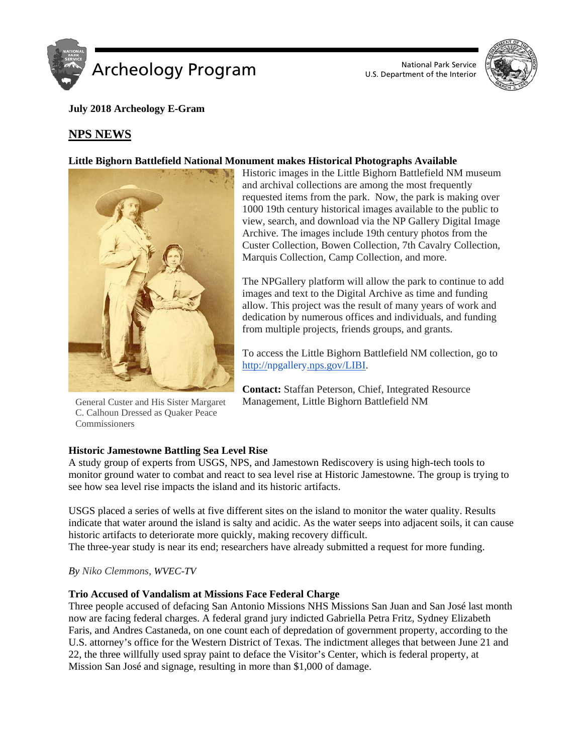**July 2018 Archeology E-Gram**

## NPS NEWS

### Little Bighorn Battlefield National Monument makes Historical Photographs Available

Historic images in the Little Bighorn Battlefield NM museum and archival collections are among the most frequently requested items from the park. Now, the park is making over 1000 19th century historical images available to the public to view, search, and download via the NP Gallery Digital Image Archive. The images include 19th century photos from the Custer Collection, Bowen Collection, 7th Cavalry Collection, Marquis Collection, Camp Collection, and more.

The NPGallery platform will allow the park to continue to add images and text to the Digital Archive as time and funding allow. This project was the result of many years of work and dedication by numerous offices and individuals, and funding from multiple projects, friends groups, and grants.

To access the Little Bighorn Battlefield NM collection, go to http://npgallery.nps.gov/LIBI.

**Contact:** Staffan Peterson, Chief, Integrated Resource Management, Little Bighorn Battlefield NM

General Custer and His Sister Margaret C. Calhoun Dressed as Quaker Peace Commissioners

### Historic Jamestowne Battling Sea Level Rise

A study group of experts from USGS, NPS, and Jamestown Rediscovery is using high-tech tools to monitor ground water to combat and react to sea level rise at Historic Jamestowne. The group is trying to see how sea level rise impacts the island and its historic artifacts.

USGS placed a series of wells at five different sites on the island to monitor the water quality. Results indicate that water around the island is salty and acidic. As the water seeps into adjacent soils, it can cause historic artifacts to deteriorate more quickly, making recovery difficult.
The three-year study is near its end; researchers have already submitted a request for more funding.

*By Niko Clemmons, WVEC-TV*

### Trio Accused of Vandalism at Missions Face Federal Charge

Three people accused of defacing San Antonio Missions NHS Missions San Juan and San José last month now are facing federal charges. A federal grand jury indicted Gabriella Petra Fritz, Sydney Elizabeth Faris, and Andres Castaneda, on one count each of depredation of government property, according to the U.S. attorney's office for the Western District of Texas. The indictment alleges that between June 21 and 22, the three willfully used spray paint to deface the Visitor's Center, which is federal property, at Mission San José and signage, resulting in more than $1,000 of damage.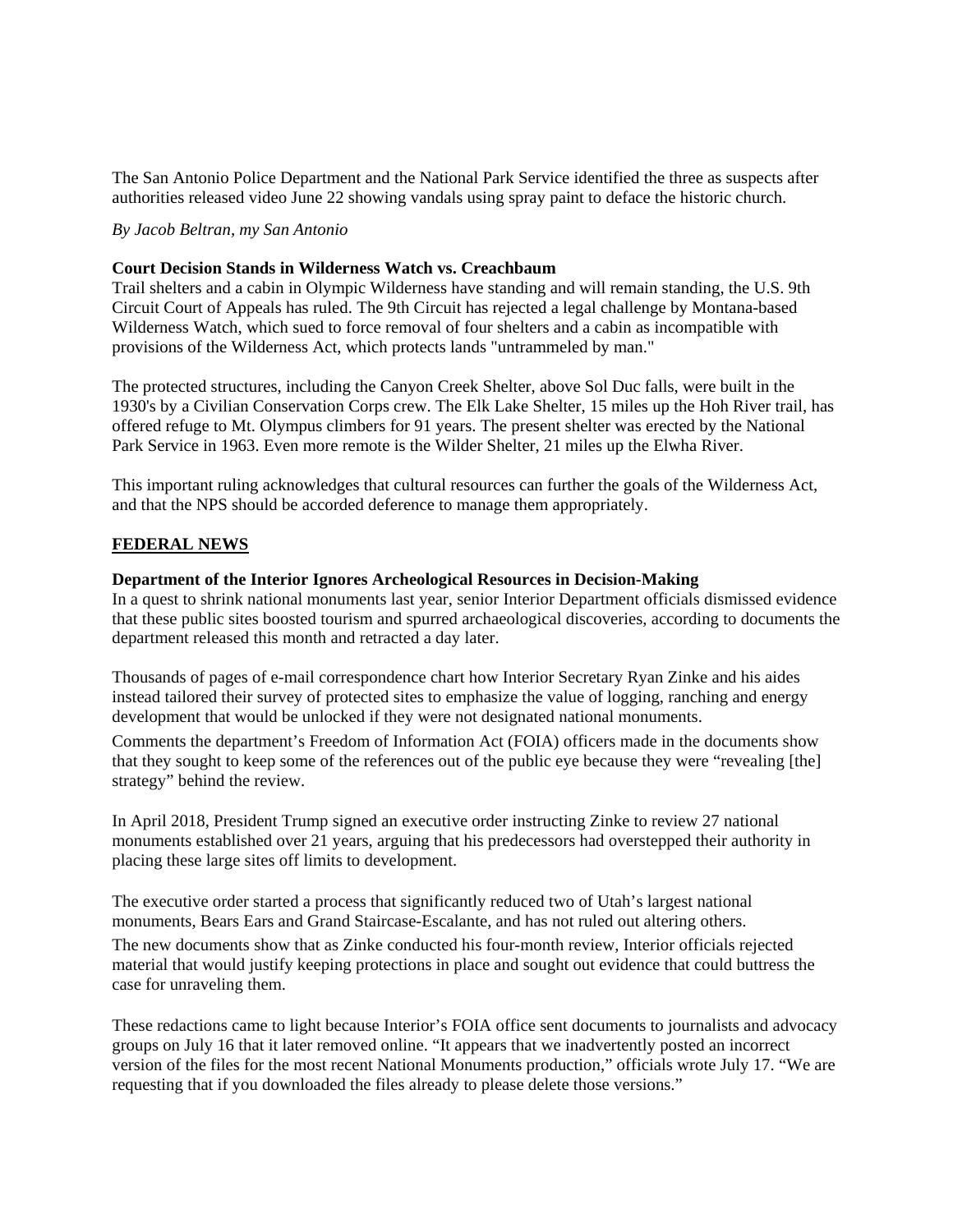The San Antonio Police Department and the National Park Service identified the three as suspects after authorities released video June 22 showing vandals using spray paint to deface the historic church.

*By Jacob Beltran, my San Antonio*

**Court Decision Stands in Wilderness Watch vs. Creachbaum**

Trail shelters and a cabin in Olympic Wilderness have standing and will remain standing, the U.S. 9th Circuit Court of Appeals has ruled. The 9th Circuit has rejected a legal challenge by Montana-based Wilderness Watch, which sued to force removal of four shelters and a cabin as incompatible with provisions of the Wilderness Act, which protects lands "untrammeled by man."

The protected structures, including the Canyon Creek Shelter, above Sol Duc falls, were built in the 1930's by a Civilian Conservation Corps crew. The Elk Lake Shelter, 15 miles up the Hoh River trail, has offered refuge to Mt. Olympus climbers for 91 years. The present shelter was erected by the National Park Service in 1963. Even more remote is the Wilder Shelter, 21 miles up the Elwha River.

This important ruling acknowledges that cultural resources can further the goals of the Wilderness Act, and that the NPS should be accorded deference to manage them appropriately.

## FEDERAL NEWS

**Department of the Interior Ignores Archeological Resources in Decision-Making**

In a quest to shrink national monuments last year, senior Interior Department officials dismissed evidence that these public sites boosted tourism and spurred archaeological discoveries, according to documents the department released this month and retracted a day later.

Thousands of pages of e-mail correspondence chart how Interior Secretary Ryan Zinke and his aides instead tailored their survey of protected sites to emphasize the value of logging, ranching and energy development that would be unlocked if they were not designated national monuments.

Comments the department's Freedom of Information Act (FOIA) officers made in the documents show that they sought to keep some of the references out of the public eye because they were "revealing [the] strategy" behind the review.

In April 2018, President Trump signed an executive order instructing Zinke to review 27 national monuments established over 21 years, arguing that his predecessors had overstepped their authority in placing these large sites off limits to development.

The executive order started a process that significantly reduced two of Utah's largest national monuments, Bears Ears and Grand Staircase-Escalante, and has not ruled out altering others.

The new documents show that as Zinke conducted his four-month review, Interior officials rejected material that would justify keeping protections in place and sought out evidence that could buttress the case for unraveling them.

These redactions came to light because Interior's FOIA office sent documents to journalists and advocacy groups on July 16 that it later removed online. "It appears that we inadvertently posted an incorrect version of the files for the most recent National Monuments production," officials wrote July 17. "We are requesting that if you downloaded the files already to please delete those versions."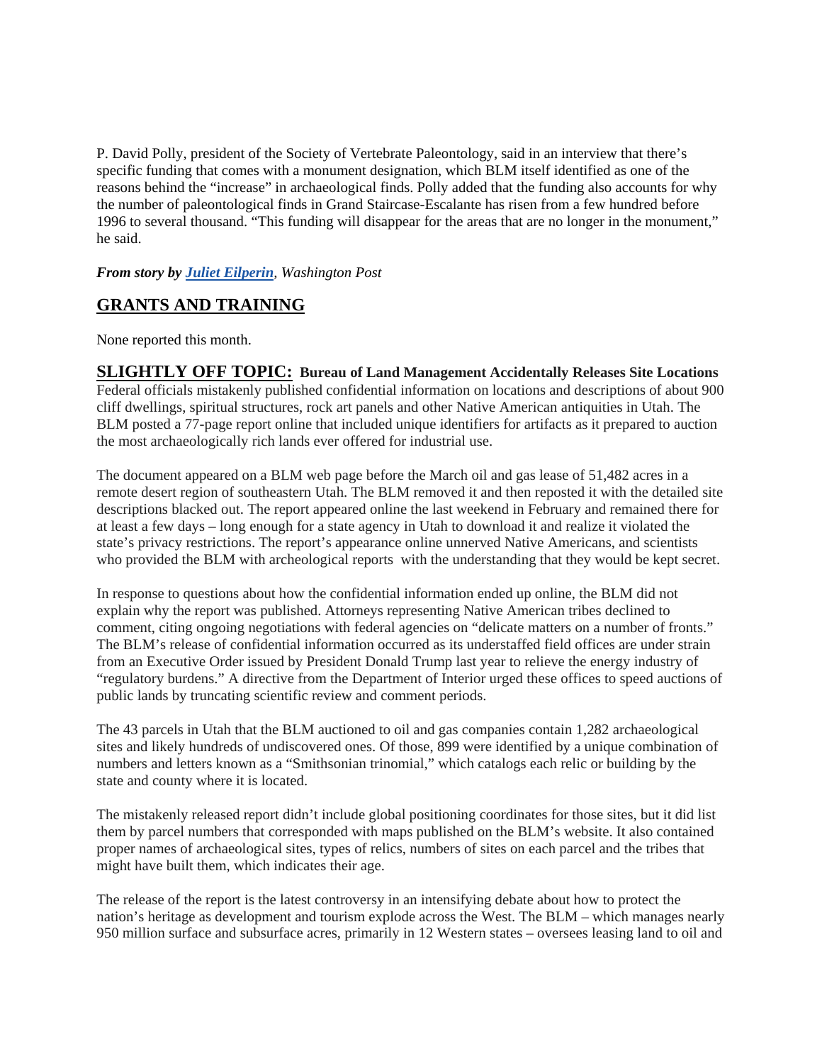P. David Polly, president of the Society of Vertebrate Paleontology, said in an interview that there's specific funding that comes with a monument designation, which BLM itself identified as one of the reasons behind the "increase" in archaeological finds. Polly added that the funding also accounts for why the number of paleontological finds in Grand Staircase-Escalante has risen from a few hundred before 1996 to several thousand. "This funding will disappear for the areas that are no longer in the monument," he said.

***From story by [Juliet Eilperin](), Washington Post***

## GRANTS AND TRAINING

None reported this month.

## SLIGHTLY OFF TOPIC: Bureau of Land Management Accidentally Releases Site Locations

Federal officials mistakenly published confidential information on locations and descriptions of about 900 cliff dwellings, spiritual structures, rock art panels and other Native American antiquities in Utah. The BLM posted a 77-page report online that included unique identifiers for artifacts as it prepared to auction the most archaeologically rich lands ever offered for industrial use.

The document appeared on a BLM web page before the March oil and gas lease of 51,482 acres in a remote desert region of southeastern Utah. The BLM removed it and then reposted it with the detailed site descriptions blacked out. The report appeared online the last weekend in February and remained there for at least a few days – long enough for a state agency in Utah to download it and realize it violated the state's privacy restrictions. The report's appearance online unnerved Native Americans, and scientists who provided the BLM with archeological reports with the understanding that they would be kept secret.

In response to questions about how the confidential information ended up online, the BLM did not explain why the report was published. Attorneys representing Native American tribes declined to comment, citing ongoing negotiations with federal agencies on "delicate matters on a number of fronts." The BLM's release of confidential information occurred as its understaffed field offices are under strain from an Executive Order issued by President Donald Trump last year to relieve the energy industry of "regulatory burdens." A directive from the Department of Interior urged these offices to speed auctions of public lands by truncating scientific review and comment periods.

The 43 parcels in Utah that the BLM auctioned to oil and gas companies contain 1,282 archaeological sites and likely hundreds of undiscovered ones. Of those, 899 were identified by a unique combination of numbers and letters known as a "Smithsonian trinomial," which catalogs each relic or building by the state and county where it is located.

The mistakenly released report didn't include global positioning coordinates for those sites, but it did list them by parcel numbers that corresponded with maps published on the BLM's website. It also contained proper names of archaeological sites, types of relics, numbers of sites on each parcel and the tribes that might have built them, which indicates their age.

The release of the report is the latest controversy in an intensifying debate about how to protect the nation's heritage as development and tourism explode across the West. The BLM – which manages nearly 950 million surface and subsurface acres, primarily in 12 Western states – oversees leasing land to oil and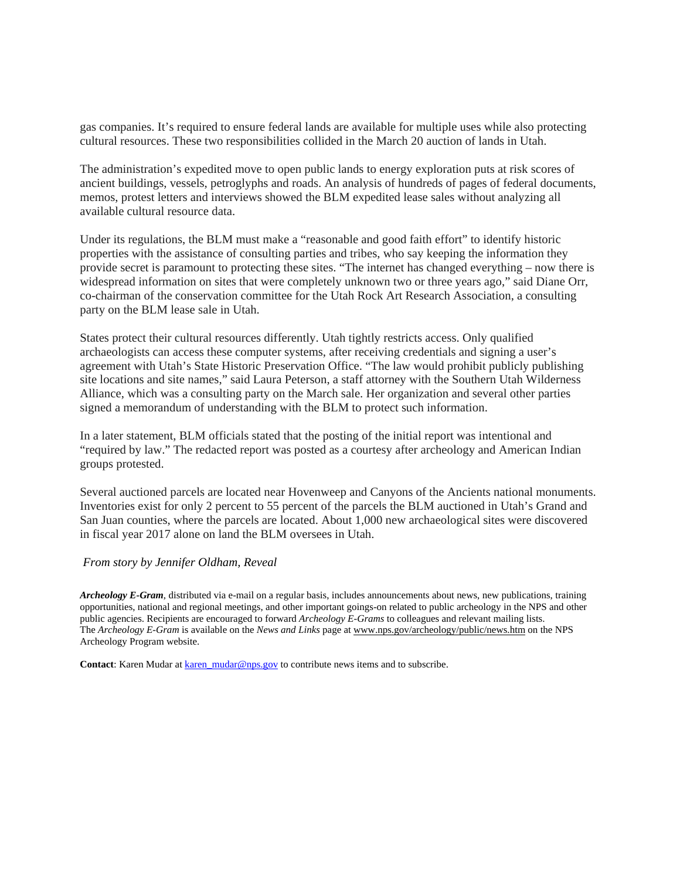gas companies. It's required to ensure federal lands are available for multiple uses while also protecting cultural resources. These two responsibilities collided in the March 20 auction of lands in Utah.

The administration's expedited move to open public lands to energy exploration puts at risk scores of ancient buildings, vessels, petroglyphs and roads. An analysis of hundreds of pages of federal documents, memos, protest letters and interviews showed the BLM expedited lease sales without analyzing all available cultural resource data.

Under its regulations, the BLM must make a "reasonable and good faith effort" to identify historic properties with the assistance of consulting parties and tribes, who say keeping the information they provide secret is paramount to protecting these sites. "The internet has changed everything – now there is widespread information on sites that were completely unknown two or three years ago," said Diane Orr, co-chairman of the conservation committee for the Utah Rock Art Research Association, a consulting party on the BLM lease sale in Utah.

States protect their cultural resources differently. Utah tightly restricts access. Only qualified archaeologists can access these computer systems, after receiving credentials and signing a user's agreement with Utah's State Historic Preservation Office. "The law would prohibit publicly publishing site locations and site names," said Laura Peterson, a staff attorney with the Southern Utah Wilderness Alliance, which was a consulting party on the March sale. Her organization and several other parties signed a memorandum of understanding with the BLM to protect such information.

In a later statement, BLM officials stated that the posting of the initial report was intentional and "required by law." The redacted report was posted as a courtesy after archeology and American Indian groups protested.

Several auctioned parcels are located near Hovenweep and Canyons of the Ancients national monuments. Inventories exist for only 2 percent to 55 percent of the parcels the BLM auctioned in Utah's Grand and San Juan counties, where the parcels are located. About 1,000 new archaeological sites were discovered in fiscal year 2017 alone on land the BLM oversees in Utah.

*From story by Jennifer Oldham, Reveal*

***Archeology E-Gram***, distributed via e-mail on a regular basis, includes announcements about news, new publications, training opportunities, national and regional meetings, and other important goings-on related to public archeology in the NPS and other public agencies. Recipients are encouraged to forward *Archeology E-Grams* to colleagues and relevant mailing lists. The *Archeology E-Gram* is available on the *News and Links* page at www.nps.gov/archeology/public/news.htm on the NPS Archeology Program website.

**Contact**: Karen Mudar at karen_mudar@nps.gov to contribute news items and to subscribe.